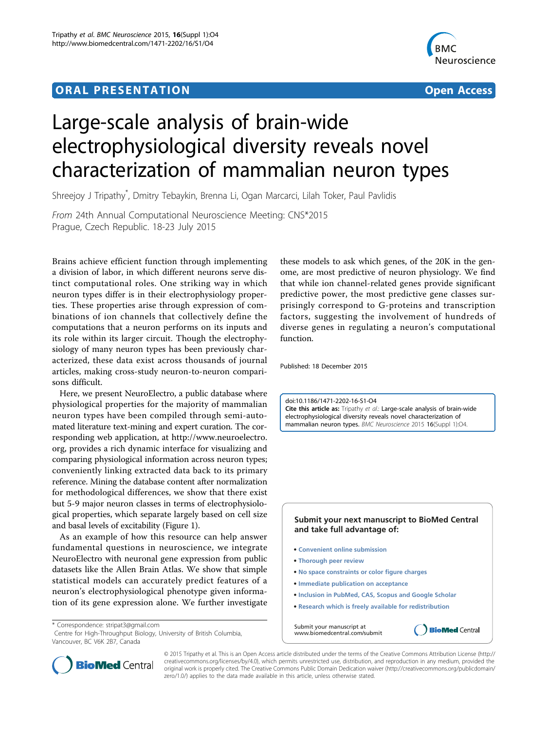ORAL PRESENTATION Open Access

# Large-scale analysis of brain-wide electrophysiological diversity reveals novel characterization of mammalian neuron types

Shreejoy J Tripathy*, Dmitry Tebaykin, Brenna Li, Ogan Marcarci, Lilah Toker, Paul Pavlidis

*From* 24th Annual Computational Neuroscience Meeting: CNS*2015
Prague, Czech Republic. 18-23 July 2015

Brains achieve efficient function through implementing a division of labor, in which different neurons serve distinct computational roles. One striking way in which neuron types differ is in their electrophysiology properties. These properties arise through expression of combinations of ion channels that collectively define the computations that a neuron performs on its inputs and its role within its larger circuit. Though the electrophysiology of many neuron types has been previously characterized, these data exist across thousands of journal articles, making cross-study neuron-to-neuron comparisons difficult.

Here, we present NeuroElectro, a public database where physiological properties for the majority of mammalian neuron types have been compiled through semi-automated literature text-mining and expert curation. The corresponding web application, at http://www.neuroelectro.org, provides a rich dynamic interface for visualizing and comparing physiological information across neuron types; conveniently linking extracted data back to its primary reference. Mining the database content after normalization for methodological differences, we show that there exist but 5-9 major neuron classes in terms of electrophysiological properties, which separate largely based on cell size and basal levels of excitability (Figure 1).

As an example of how this resource can help answer fundamental questions in neuroscience, we integrate NeuroElectro with neuronal gene expression from public datasets like the Allen Brain Atlas. We show that simple statistical models can accurately predict features of a neuron's electrophysiological phenotype given information of its gene expression alone. We further investigate these models to ask which genes, of the 20K in the genome, are most predictive of neuron physiology. We find that while ion channel-related genes provide significant predictive power, the most predictive gene classes surprisingly correspond to G-proteins and transcription factors, suggesting the involvement of hundreds of diverse genes in regulating a neuron's computational function.

Published: 18 December 2015

doi:10.1186/1471-2202-16-S1-O4
**Cite this article as:** Tripathy *et al.*: Large-scale analysis of brain-wide electrophysiological diversity reveals novel characterization of mammalian neuron types. *BMC Neuroscience* 2015 **16**(Suppl 1):O4.

* Correspondence: stripat3@gmail.com
Centre for High-Throughput Biology, University of British Columbia, Vancouver, BC V6K 2B7, Canada

© 2015 Tripathy et al. This is an Open Access article distributed under the terms of the Creative Commons Attribution License (http://creativecommons.org/licenses/by/4.0), which permits unrestricted use, distribution, and reproduction in any medium, provided the original work is properly cited. The Creative Commons Public Domain Dedication waiver (http://creativecommons.org/publicdomain/zero/1.0/) applies to the data made available in this article, unless otherwise stated.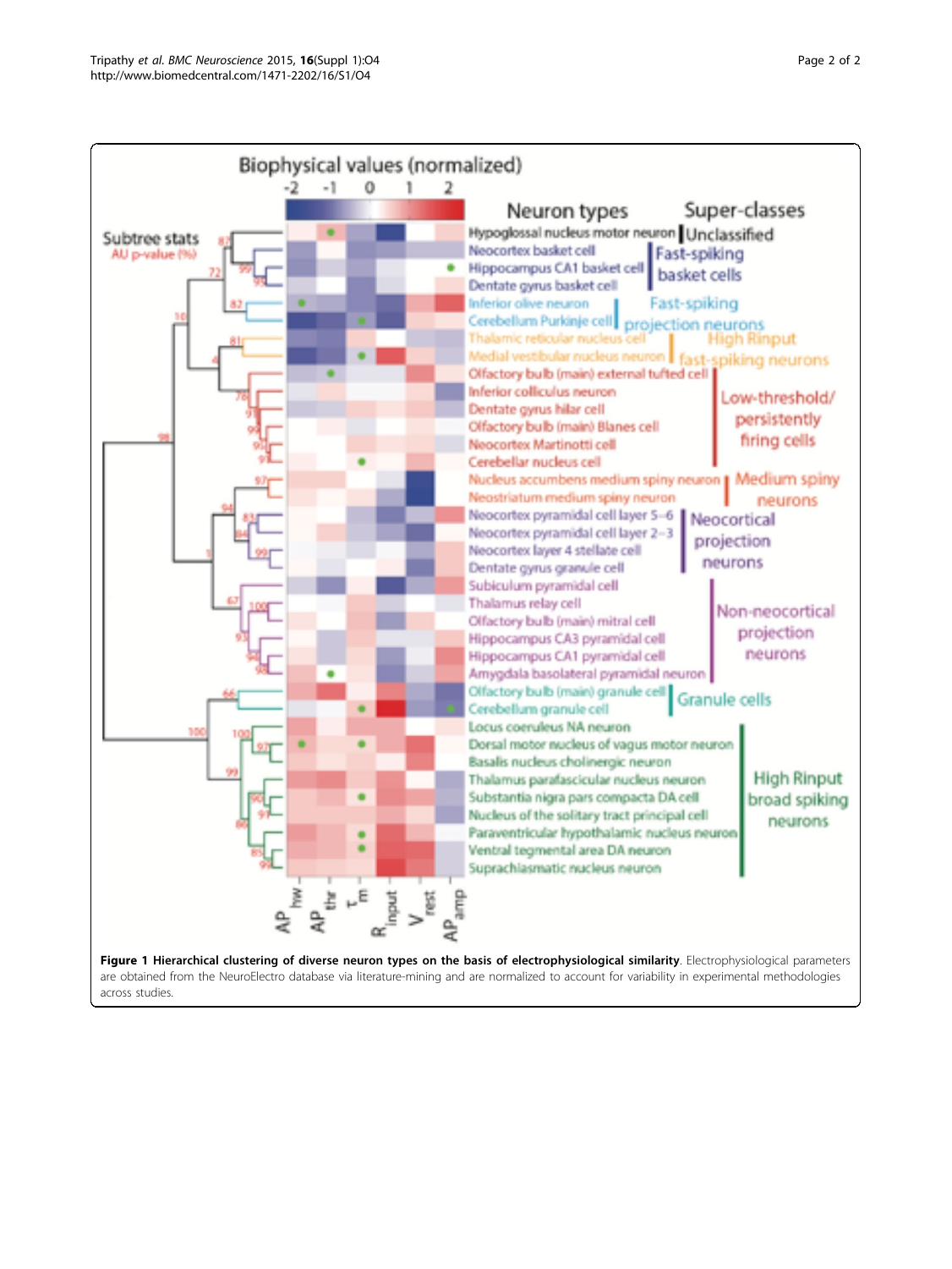Biophysical values (normalized)

-2 -1 0 1 2

Neuron types

Super-classes

Subtree stats

AU p-value (%)

Hypoglossal nucleus motor neuron

Unclassified

Neocortex basket cell

Hippocampus CA1 basket cell

Dentate gyrus basket cell

Fast-spiking basket cells

Inferior olive neuron

Cerebellum Purkinje cell

Fast-spiking projection neurons

Thalamic reticular nucleus cell

Medial vestibular nucleus neuron

High Rinput fast-spiking neurons

Olfactory bulb (main) external tufted cell

Inferior colliculus neuron

Dentate gyrus hilar cell

Olfactory bulb (main) Blanes cell

Neocortex Martinotti cell

Cerebellar nucleus cell

Low-threshold/ persistently firing cells

Nucleus accumbens medium spiny neuron

Neostriatum medium spiny neuron

Medium spiny neurons

Neocortex pyramidal cell layer 5–6

Neocortex pyramidal cell layer 2–3

Neocortex layer 4 stellate cell

Dentate gyrus granule cell

Neocortical projection neurons

Subiculum pyramidal cell

Thalamus relay cell

Olfactory bulb (main) mitral cell

Hippocampus CA3 pyramidal cell

Hippocampus CA1 pyramidal cell

Amygdala basolateral pyramidal neuron

Non-neocortical projection neurons

Olfactory bulb (main) granule cell

Cerebellum granule cell

Granule cells

Locus coeruleus NA neuron

Dorsal motor nucleus of vagus motor neuron

Basalis nucleus cholinergic neuron

Thalamus parafascicular nucleus neuron

Substantia nigra pars compacta DA cell

Nucleus of the solitary tract principal cell

Paraventricular hypothalamic nucleus neuron

Ventral tegmental area DA neuron

Suprachiasmatic nucleus neuron

High Rinput broad spiking neurons

87 72 99 99 82 10 81 4 78 97 99 94 97 97 98 94 83 84 99 1 67 100 93 98 98 66 100 100 97 99 90 97 86 85 99

$AP_{hw}$ $AP_{thr}$ $\tau_m$ $R_{input}$ $V_{rest}$ $AP_{amp}$

**Figure 1 Hierarchical clustering of diverse neuron types on the basis of electrophysiological similarity**. Electrophysiological parameters are obtained from the NeuroElectro database via literature-mining and are normalized to account for variability in experimental methodologies across studies.